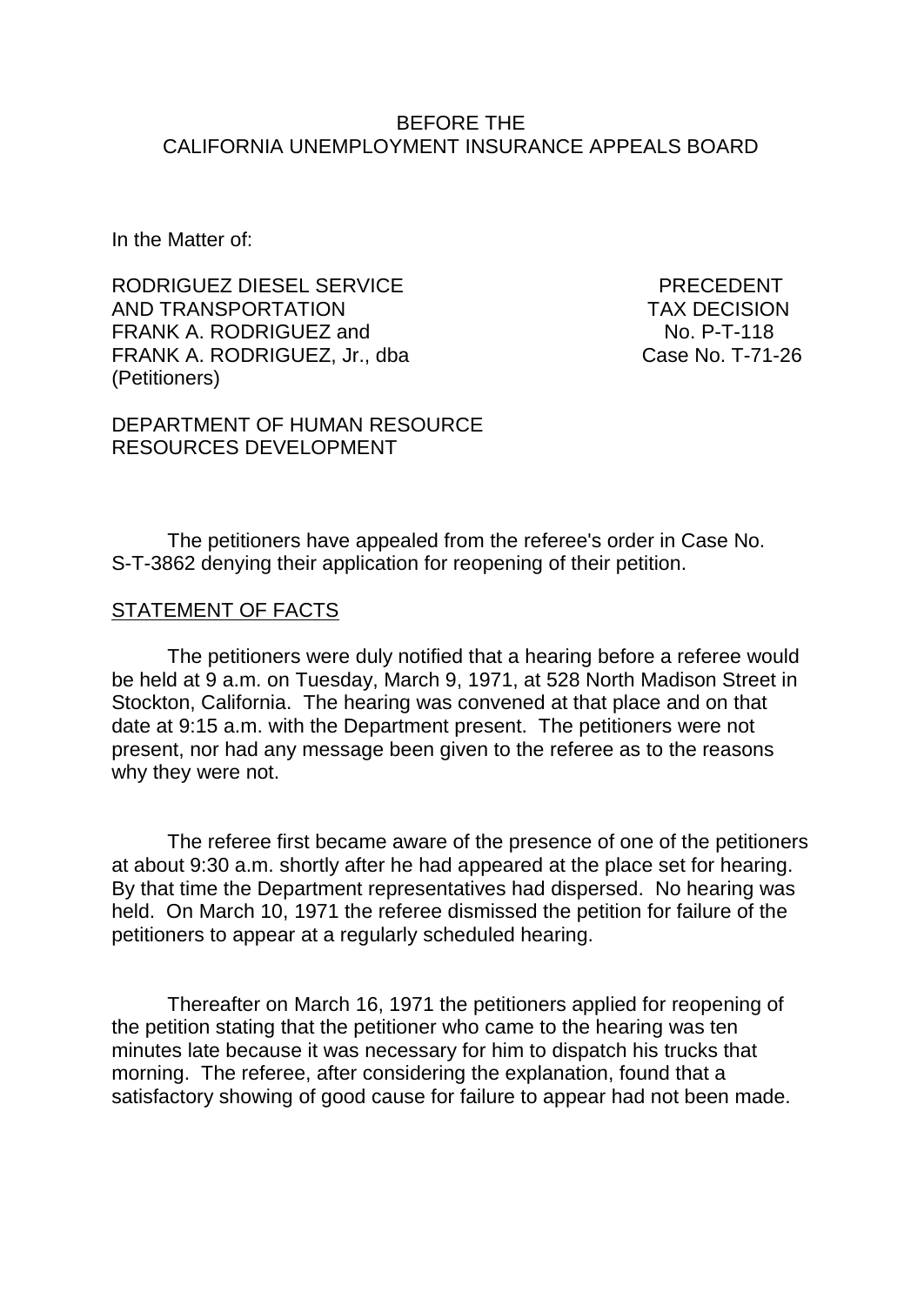BEFORE THE
CALIFORNIA UNEMPLOYMENT INSURANCE APPEALS BOARD

In the Matter of:

RODRIGUEZ DIESEL SERVICE
AND TRANSPORTATION
FRANK A. RODRIGUEZ and
FRANK A. RODRIGUEZ, Jr., dba
(Petitioners)

PRECEDENT
TAX DECISION
No. P-T-118
Case No. T-71-26

DEPARTMENT OF HUMAN RESOURCE
RESOURCES DEVELOPMENT

The petitioners have appealed from the referee's order in Case No. S-T-3862 denying their application for reopening of their petition.

STATEMENT OF FACTS

The petitioners were duly notified that a hearing before a referee would be held at 9 a.m. on Tuesday, March 9, 1971, at 528 North Madison Street in Stockton, California. The hearing was convened at that place and on that date at 9:15 a.m. with the Department present. The petitioners were not present, nor had any message been given to the referee as to the reasons why they were not.

The referee first became aware of the presence of one of the petitioners at about 9:30 a.m. shortly after he had appeared at the place set for hearing. By that time the Department representatives had dispersed. No hearing was held. On March 10, 1971 the referee dismissed the petition for failure of the petitioners to appear at a regularly scheduled hearing.

Thereafter on March 16, 1971 the petitioners applied for reopening of the petition stating that the petitioner who came to the hearing was ten minutes late because it was necessary for him to dispatch his trucks that morning. The referee, after considering the explanation, found that a satisfactory showing of good cause for failure to appear had not been made.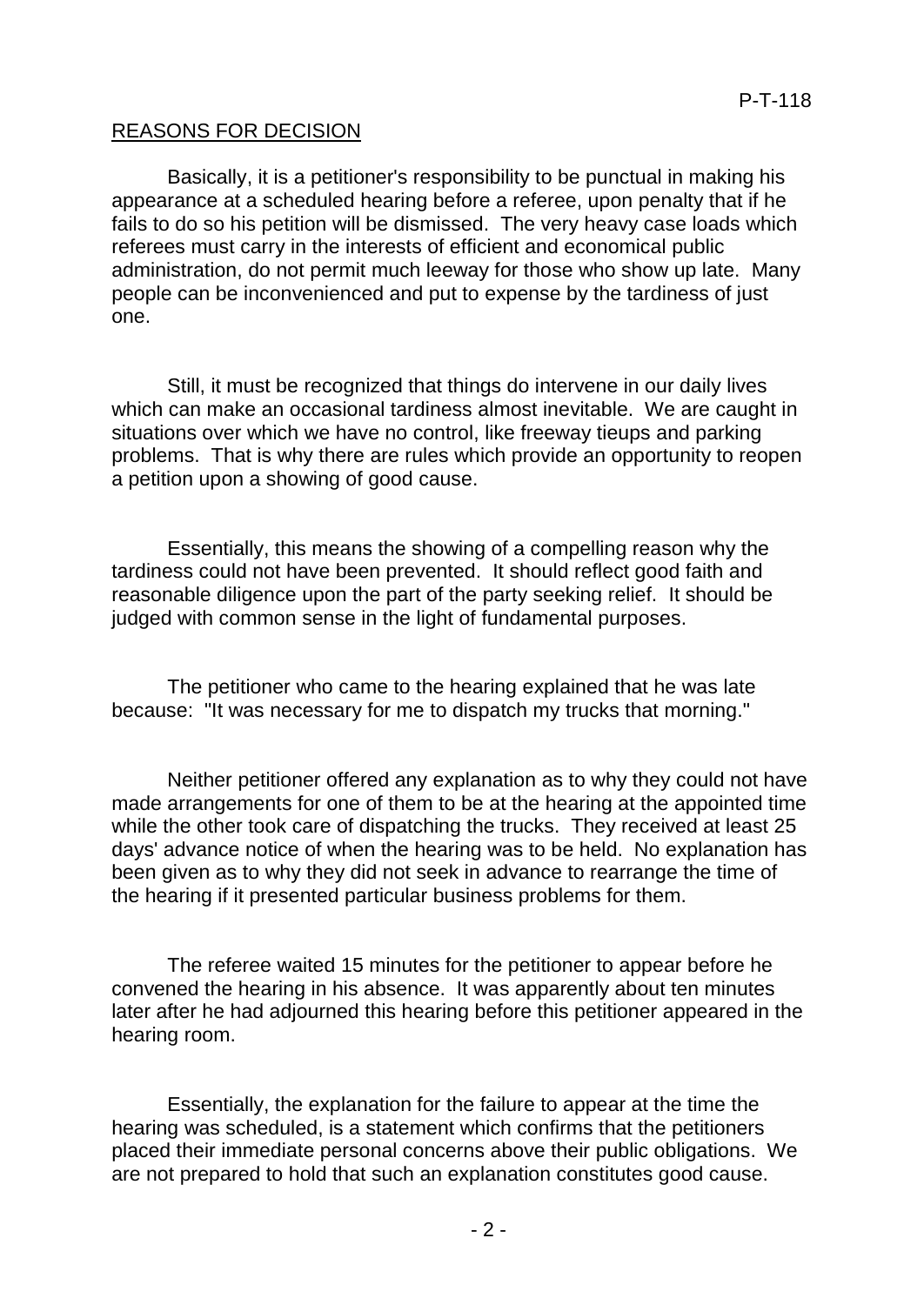P-T-118

REASONS FOR DECISION

Basically, it is a petitioner's responsibility to be punctual in making his appearance at a scheduled hearing before a referee, upon penalty that if he fails to do so his petition will be dismissed. The very heavy case loads which referees must carry in the interests of efficient and economical public administration, do not permit much leeway for those who show up late. Many people can be inconvenienced and put to expense by the tardiness of just one.

Still, it must be recognized that things do intervene in our daily lives which can make an occasional tardiness almost inevitable. We are caught in situations over which we have no control, like freeway tieups and parking problems. That is why there are rules which provide an opportunity to reopen a petition upon a showing of good cause.

Essentially, this means the showing of a compelling reason why the tardiness could not have been prevented. It should reflect good faith and reasonable diligence upon the part of the party seeking relief. It should be judged with common sense in the light of fundamental purposes.

The petitioner who came to the hearing explained that he was late because: "It was necessary for me to dispatch my trucks that morning."

Neither petitioner offered any explanation as to why they could not have made arrangements for one of them to be at the hearing at the appointed time while the other took care of dispatching the trucks. They received at least 25 days' advance notice of when the hearing was to be held. No explanation has been given as to why they did not seek in advance to rearrange the time of the hearing if it presented particular business problems for them.

The referee waited 15 minutes for the petitioner to appear before he convened the hearing in his absence. It was apparently about ten minutes later after he had adjourned this hearing before this petitioner appeared in the hearing room.

Essentially, the explanation for the failure to appear at the time the hearing was scheduled, is a statement which confirms that the petitioners placed their immediate personal concerns above their public obligations. We are not prepared to hold that such an explanation constitutes good cause.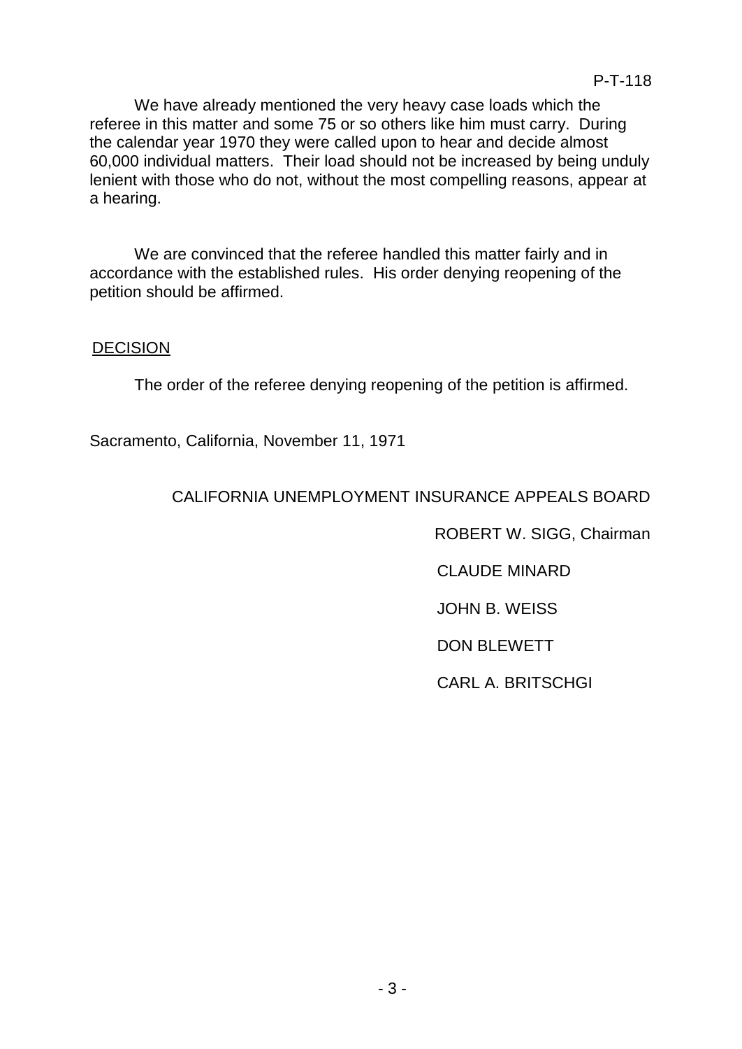We have already mentioned the very heavy case loads which the referee in this matter and some 75 or so others like him must carry. During the calendar year 1970 they were called upon to hear and decide almost 60,000 individual matters. Their load should not be increased by being unduly lenient with those who do not, without the most compelling reasons, appear at a hearing.

We are convinced that the referee handled this matter fairly and in accordance with the established rules. His order denying reopening of the petition should be affirmed.

## DECISION

The order of the referee denying reopening of the petition is affirmed.

Sacramento, California, November 11, 1971

CALIFORNIA UNEMPLOYMENT INSURANCE APPEALS BOARD

ROBERT W. SIGG, Chairman

CLAUDE MINARD

JOHN B. WEISS

DON BLEWETT

CARL A. BRITSCHGI